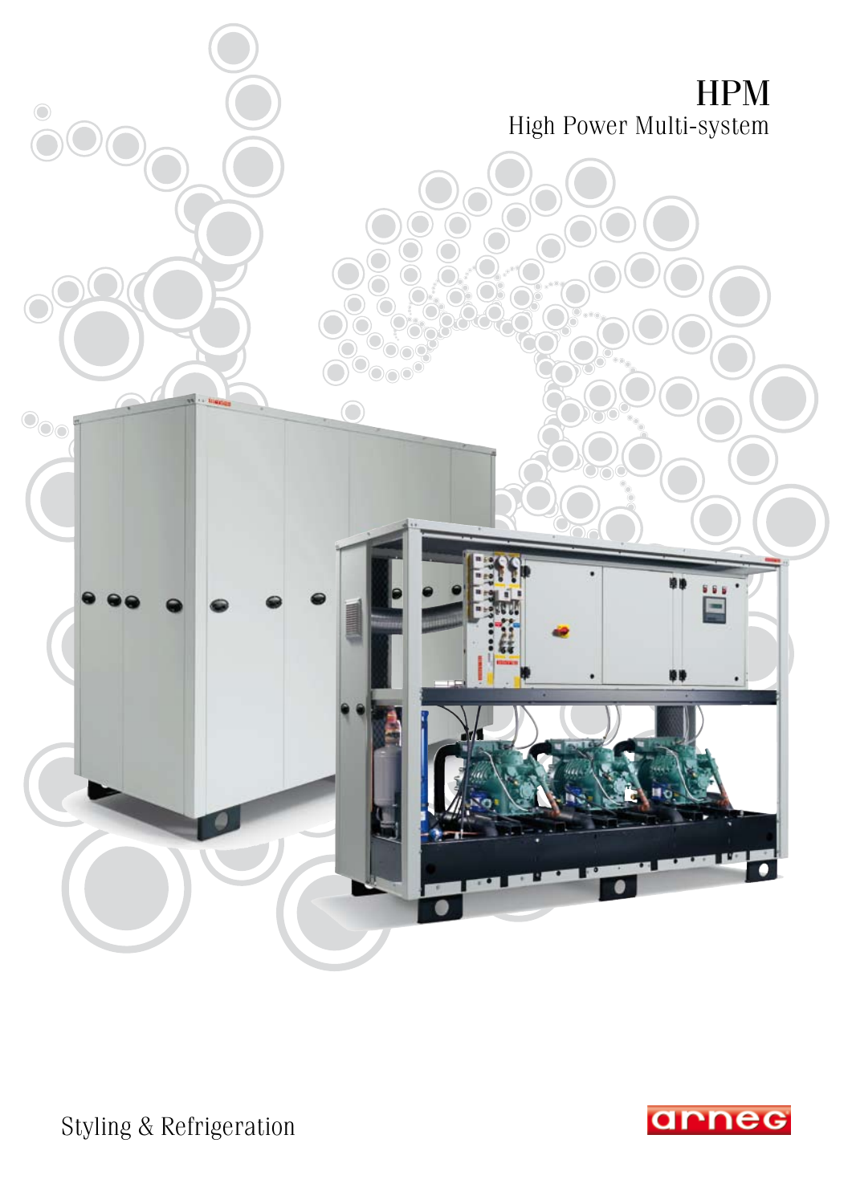# HPM

High Power Multi-system

Styling & Refrigeration

arneg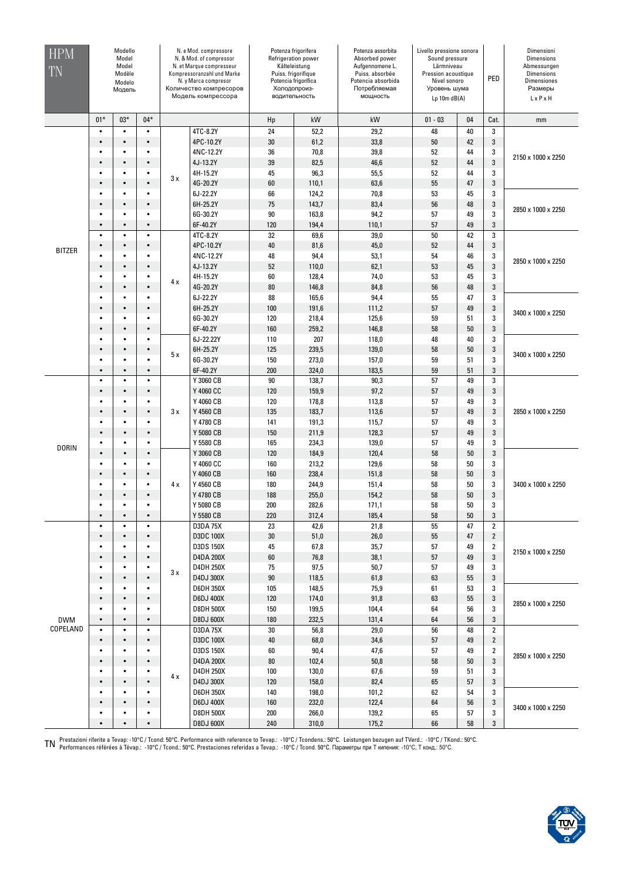| HPM TN | Modello / Model / Model / Modèle / Modelo / Модель | | | N. e Mod. compressore / N. & Mod. of compressor / N. et Marque compresseur / Kompressoranzahl und Marke / N. y Marca compresor / Количество компресоров Модель компрессора | | Potenza frigorifera / Refrigeration power / Kälteleistung / Puiss. frigorifique / Potencia frigorifica / Холодопроиз-водительность | | Potenza assorbita / Absorbed power / Aufgenommene L. / Puiss. absorbée / Potencia absorbida / Потребляемая мощность | Livello pressione sonora / Sound pressure / Lärmniveau / Pression acoustique / Nivel sonoro / Уровень шума / Lp 10m dB(A) | | PED | Dimensioni / Dimensions / Abmessungen / Dimensions / Dimensiones / Размеры / L x P x H |
|---|---|---|---|---|---|---|---|---|---|---|---|---|
| | 01* | 03* | 04* | | | Hp | kW | kW | 01 - 03 | 04 | Cat. | mm |
| BITZER | • | • | • | 3 x | 4TC-8.2Y | 24 | 52,2 | 29,2 | 48 | 40 | 3 | 2150 x 1000 x 2250 |
| | • | • | • | | 4PC-10.2Y | 30 | 61,2 | 33,8 | 50 | 42 | 3 | |
| | • | • | • | | 4NC-12.2Y | 36 | 70,8 | 39,8 | 52 | 44 | 3 | |
| | • | • | • | | 4J-13.2Y | 39 | 82,5 | 46,6 | 52 | 44 | 3 | |
| | • | • | • | | 4H-15.2Y | 45 | 96,3 | 55,5 | 52 | 44 | 3 | |
| | • | • | • | | 4G-20.2Y | 60 | 110,1 | 63,6 | 55 | 47 | 3 | |
| | • | • | • | | 6J-22.2Y | 66 | 124,2 | 70,8 | 53 | 45 | 3 | 2850 x 1000 x 2250 |
| | • | • | • | | 6H-25.2Y | 75 | 143,7 | 83,4 | 56 | 48 | 3 | |
| | • | • | • | | 6G-30.2Y | 90 | 163,8 | 94,2 | 57 | 49 | 3 | |
| | • | • | • | | 6F-40.2Y | 120 | 194,4 | 110,1 | 57 | 49 | 3 | |
| | • | • | • | 4 x | 4TC-8.2Y | 32 | 69,6 | 39,0 | 50 | 42 | 3 | 2850 x 1000 x 2250 |
| | • | • | • | | 4PC-10.2Y | 40 | 81,6 | 45,0 | 52 | 44 | 3 | |
| | • | • | • | | 4NC-12.2Y | 48 | 94,4 | 53,1 | 54 | 46 | 3 | |
| | • | • | • | | 4J-13.2Y | 52 | 110,0 | 62,1 | 53 | 45 | 3 | |
| | • | • | • | | 4H-15.2Y | 60 | 128,4 | 74,0 | 53 | 45 | 3 | |
| | • | • | • | | 4G-20.2Y | 80 | 146,8 | 84,8 | 56 | 48 | 3 | |
| | • | • | • | | 6J-22.2Y | 88 | 165,6 | 94,4 | 55 | 47 | 3 | 3400 x 1000 x 2250 |
| | • | • | • | | 6H-25.2Y | 100 | 191,6 | 111,2 | 57 | 49 | 3 | |
| | • | • | • | | 6G-30.2Y | 120 | 218,4 | 125,6 | 59 | 51 | 3 | |
| | • | • | • | | 6F-40.2Y | 160 | 259,2 | 146,8 | 58 | 50 | 3 | |
| | • | • | • | 5 x | 6J-22.22Y | 110 | 207 | 118,0 | 48 | 40 | 3 | 3400 x 1000 x 2250 |
| | • | • | • | | 6H-25.2Y | 125 | 239,5 | 139,0 | 58 | 50 | 3 | |
| | • | • | • | | 6G-30.2Y | 150 | 273,0 | 157,0 | 59 | 51 | 3 | |
| | • | • | • | | 6F-40.2Y | 200 | 324,0 | 183,5 | 59 | 51 | 3 | |
| DORIN | • | • | • | 3 x | Y 3060 CB | 90 | 138,7 | 90,3 | 57 | 49 | 3 | 2850 x 1000 x 2250 |
| | • | • | • | | Y 4060 CC | 120 | 159,9 | 97,2 | 57 | 49 | 3 | |
| | • | • | • | | Y 4060 CB | 120 | 178,8 | 113,8 | 57 | 49 | 3 | |
| | • | • | • | | Y 4560 CB | 135 | 183,7 | 113,6 | 57 | 49 | 3 | |
| | • | • | • | | Y 4780 CB | 141 | 191,3 | 115,7 | 57 | 49 | 3 | |
| | • | • | • | | Y 5080 CB | 150 | 211,9 | 128,3 | 57 | 49 | 3 | |
| | • | • | • | | Y 5580 CB | 165 | 234,3 | 139,0 | 57 | 49 | 3 | |
| | • | • | • | 4 x | Y 3060 CB | 120 | 184,9 | 120,4 | 58 | 50 | 3 | 3400 x 1000 x 2250 |
| | • | • | • | | Y 4060 CC | 160 | 213,2 | 129,6 | 58 | 50 | 3 | |
| | • | • | • | | Y 4060 CB | 160 | 238,4 | 151,8 | 58 | 50 | 3 | |
| | • | • | • | | Y 4560 CB | 180 | 244,9 | 151,4 | 58 | 50 | 3 | |
| | • | • | • | | Y 4780 CB | 188 | 255,0 | 154,2 | 58 | 50 | 3 | |
| | • | • | • | | Y 5080 CB | 200 | 282,6 | 171,1 | 58 | 50 | 3 | |
| | • | • | • | | Y 5580 CB | 220 | 312,4 | 185,4 | 58 | 50 | 3 | |
| DWM COPELAND | • | • | • | 3 x | D3DA 75X | 23 | 42,6 | 21,8 | 55 | 47 | 2 | 2150 x 1000 x 2250 |
| | • | • | • | | D3DC 100X | 30 | 51,0 | 26,0 | 55 | 47 | 2 | |
| | • | • | • | | D3DS 150X | 45 | 67,8 | 35,7 | 57 | 49 | 2 | |
| | • | • | • | | D4DA 200X | 60 | 76,8 | 38,1 | 57 | 49 | 3 | |
| | • | • | • | | D4DH 250X | 75 | 97,5 | 50,7 | 57 | 49 | 3 | |
| | • | • | • | | D4DJ 300X | 90 | 118,5 | 61,8 | 63 | 55 | 3 | |
| | • | • | • | | D6DH 350X | 105 | 148,5 | 75,9 | 61 | 53 | 3 | 2850 x 1000 x 2250 |
| | • | • | • | | D6DJ 400X | 120 | 174,0 | 91,8 | 63 | 55 | 3 | |
| | • | • | • | | D8DH 500X | 150 | 199,5 | 104,4 | 64 | 56 | 3 | |
| | • | • | • | | D8DJ 600X | 180 | 232,5 | 131,4 | 64 | 56 | 3 | |
| | • | • | • | 4 x | D3DA 75X | 30 | 56,8 | 29,0 | 56 | 48 | 2 | 2850 x 1000 x 2250 |
| | • | • | • | | D3DC 100X | 40 | 68,0 | 34,6 | 57 | 49 | 2 | |
| | • | • | • | | D3DS 150X | 60 | 90,4 | 47,6 | 57 | 49 | 2 | |
| | • | • | • | | D4DA 200X | 80 | 102,4 | 50,8 | 58 | 50 | 3 | |
| | • | • | • | | D4DH 250X | 100 | 130,0 | 67,6 | 59 | 51 | 3 | |
| | • | • | • | | D4DJ 300X | 120 | 158,0 | 82,4 | 65 | 57 | 3 | |
| | • | • | • | | D6DH 350X | 140 | 198,0 | 101,2 | 62 | 54 | 3 | 3400 x 1000 x 2250 |
| | • | • | • | | D6DJ 400X | 160 | 232,0 | 122,4 | 64 | 56 | 3 | |
| | • | • | • | | D8DH 500X | 200 | 266,0 | 139,2 | 65 | 57 | 3 | |
| | • | • | • | | D8DJ 600X | 240 | 310,0 | 175,2 | 66 | 58 | 3 | |

TN Prestazioni riferite a Tevap: -10°C / Tcond: 50°C. Performance with reference to Tevap.: -10°C / Tcondens.: 50°C. Leistungen bezugen auf TVerd.: -10°C / TKond.: 50°C. Performances référées à Tévap.: -10°C / Tcond.: 50°C. Prestaciones referidas a Tevap.: -10°C / Tcond. 50°C. Параметры при Т кипения: -10°C, Т конд.: 50°C.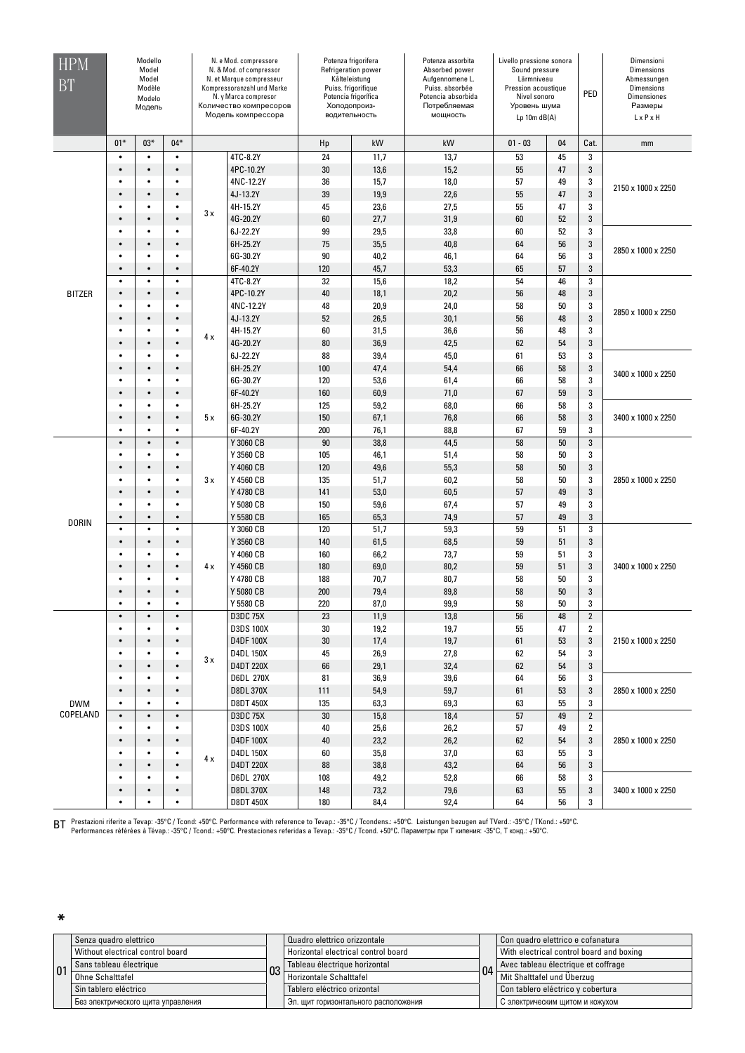| HPM BT | Modello<br>Model<br>Model<br>Modèle<br>Modelo<br>Модель | | | N. e Mod. compressore<br>N. & Mod. of compressor<br>N. et Marque compresseur<br>Kompressoranzahl und Marke<br>N. y Marca compresor<br>Количество компресоров<br>Модель компрессора | | Potenza frigorifera<br>Refrigeration power<br>Kälteleistung<br>Puiss. frigorifique<br>Potencia frigorifica<br>Холодопроиз-водительность | | Potenza assorbita<br>Absorbed power<br>Aufgennomene L.<br>Puiss. absorbée<br>Potencia absorbida<br>Потребляемая мощность | Livello pressione sonora<br>Sound pressure<br>Lärmniveau<br>Pression acoustique<br>Nivel sonoro<br>Уровень шума<br>Lp 10m dB(A) | | PED | Dimensioni<br>Dimensions<br>Abmessungen<br>Dimensions<br>Dimensiones<br>Размеры<br>L x P x H |
|---|---|---|---|---|---|---|---|---|---|---|---|---|
| | 01* | 03* | 04* | | | Hp | kW | kW | 01 - 03 | 04 | Cat. | mm |
| BITZER | • | • | • | 3 x | 4TC-8.2Y | 24 | 11,7 | 13,7 | 53 | 45 | 3 | 2150 x 1000 x 2250 |
| | • | • | • | | 4PC-10.2Y | 30 | 13,6 | 15,2 | 55 | 47 | 3 | |
| | • | • | • | | 4NC-12.2Y | 36 | 15,7 | 18,0 | 57 | 49 | 3 | |
| | • | • | • | | 4J-13.2Y | 39 | 19,9 | 22,6 | 55 | 47 | 3 | |
| | • | • | • | | 4H-15.2Y | 45 | 23,6 | 27,5 | 55 | 47 | 3 | |
| | • | • | • | | 4G-20.2Y | 60 | 27,7 | 31,9 | 60 | 52 | 3 | |
| | • | • | • | | 6J-22.2Y | 99 | 29,5 | 33,8 | 60 | 52 | 3 | 2850 x 1000 x 2250 |
| | • | • | • | | 6H-25.2Y | 75 | 35,5 | 40,8 | 64 | 56 | 3 | |
| | • | • | • | | 6G-30.2Y | 90 | 40,2 | 46,1 | 64 | 56 | 3 | |
| | • | • | • | | 6F-40.2Y | 120 | 45,7 | 53,3 | 65 | 57 | 3 | |
| | • | • | • | 4 x | 4TC-8.2Y | 32 | 15,6 | 18,2 | 54 | 46 | 3 | 2850 x 1000 x 2250 |
| | • | • | • | | 4PC-10.2Y | 40 | 18,1 | 20,2 | 56 | 48 | 3 | |
| | • | • | • | | 4NC-12.2Y | 48 | 20,9 | 24,0 | 58 | 50 | 3 | |
| | • | • | • | | 4J-13.2Y | 52 | 26,5 | 30,1 | 56 | 48 | 3 | |
| | • | • | • | | 4H-15.2Y | 60 | 31,5 | 36,6 | 56 | 48 | 3 | |
| | • | • | • | | 4G-20.2Y | 80 | 36,9 | 42,5 | 62 | 54 | 3 | |
| | • | • | • | | 6J-22.2Y | 88 | 39,4 | 45,0 | 61 | 53 | 3 | 3400 x 1000 x 2250 |
| | • | • | • | | 6H-25.2Y | 100 | 47,4 | 54,4 | 66 | 58 | 3 | |
| | • | • | • | | 6G-30.2Y | 120 | 53,6 | 61,4 | 66 | 58 | 3 | |
| | • | • | • | | 6F-40.2Y | 160 | 60,9 | 71,0 | 67 | 59 | 3 | |
| | • | • | • | 5 x | 6H-25.2Y | 125 | 59,2 | 68,0 | 66 | 58 | 3 | 3400 x 1000 x 2250 |
| | • | • | • | | 6G-30.2Y | 150 | 67,1 | 76,8 | 66 | 58 | 3 | |
| | • | • | • | | 6F-40.2Y | 200 | 76,1 | 88,8 | 67 | 59 | 3 | |
| DORIN | • | • | • | 3 x | Y 3060 CB | 90 | 38,8 | 44,5 | 58 | 50 | 3 | 2850 x 1000 x 2250 |
| | • | • | • | | Y 3560 CB | 105 | 46,1 | 51,4 | 58 | 50 | 3 | |
| | • | • | • | | Y 4060 CB | 120 | 49,6 | 55,3 | 58 | 50 | 3 | |
| | • | • | • | | Y 4560 CB | 135 | 51,7 | 60,2 | 58 | 50 | 3 | |
| | • | • | • | | Y 4780 CB | 141 | 53,0 | 60,5 | 57 | 49 | 3 | |
| | • | • | • | | Y 5080 CB | 150 | 59,6 | 67,4 | 57 | 49 | 3 | |
| | • | • | • | | Y 5580 CB | 165 | 65,3 | 74,9 | 57 | 49 | 3 | |
| | • | • | • | 4 x | Y 3060 CB | 120 | 51,7 | 59,3 | 59 | 51 | 3 | 3400 x 1000 x 2250 |
| | • | • | • | | Y 3560 CB | 140 | 61,5 | 68,5 | 59 | 51 | 3 | |
| | • | • | • | | Y 4060 CB | 160 | 66,2 | 73,7 | 59 | 51 | 3 | |
| | • | • | • | | Y 4560 CB | 180 | 69,0 | 80,2 | 59 | 51 | 3 | |
| | • | • | • | | Y 4780 CB | 188 | 70,7 | 80,7 | 58 | 50 | 3 | |
| | • | • | • | | Y 5080 CB | 200 | 79,4 | 89,8 | 58 | 50 | 3 | |
| | • | • | • | | Y 5580 CB | 220 | 87,0 | 99,9 | 58 | 50 | 3 | |
| DWM COPELAND | • | • | • | 3 x | D3DC 75X | 23 | 11,9 | 13,8 | 56 | 48 | 2 | 2150 x 1000 x 2250 |
| | • | • | • | | D3DS 100X | 30 | 19,2 | 19,7 | 55 | 47 | 2 | |
| | • | • | • | | D4DF 100X | 30 | 17,4 | 19,7 | 61 | 53 | 3 | |
| | • | • | • | | D4DL 150X | 45 | 26,9 | 27,8 | 62 | 54 | 3 | |
| | • | • | • | | D4DT 220X | 66 | 29,1 | 32,4 | 62 | 54 | 3 | |
| | • | • | • | | D6DL 270X | 81 | 36,9 | 39,6 | 64 | 56 | 3 | 2850 x 1000 x 2250 |
| | • | • | • | | D8DL 370X | 111 | 54,9 | 59,7 | 61 | 53 | 3 | |
| | • | • | • | | D8DT 450X | 135 | 63,3 | 69,3 | 63 | 55 | 3 | |
| | • | • | • | 4 x | D3DC 75X | 30 | 15,8 | 18,4 | 57 | 49 | 2 | 2850 x 1000 x 2250 |
| | • | • | • | | D3DS 100X | 40 | 25,6 | 26,2 | 57 | 49 | 2 | |
| | • | • | • | | D4DF 100X | 40 | 23,2 | 26,2 | 62 | 54 | 3 | |
| | • | • | • | | D4DL 150X | 60 | 35,8 | 37,0 | 63 | 55 | 3 | |
| | • | • | • | | D4DT 220X | 88 | 38,8 | 43,2 | 64 | 56 | 3 | |
| | • | • | • | | D6DL 270X | 108 | 49,2 | 52,8 | 66 | 58 | 3 | 3400 x 1000 x 2250 |
| | • | • | • | | D8DL 370X | 148 | 73,2 | 79,6 | 63 | 55 | 3 | |
| | • | • | • | | D8DT 450X | 180 | 84,4 | 92,4 | 64 | 56 | 3 | |

BT Prestazioni riferite a Tevap: -35°C / Tcond: +50°C. Performance with reference to Tevap.: -35°C / Tcondens.: +50°C. Leistungen bezugen auf TVerd.: -35°C / TKond.: +50°C.
Performances référées à Tévap.: -35°C / Tcond.: +50°C. Prestaciones referidas a Tevap.: -35°C / Tcond. +50°C. Параметры при T кипения: -35°C, T конд.: +50°C.

*

| | | | | | |
|---|---|---|---|---|---|
| 01 | Senza quadro elettrico | 03 | Quadro elettrico orizzontale | 04 | Con quadro elettrico e cofanatura |
| | Without electrical control board | | Horizontal electrical control board | | With electrical control board and boxing |
| | Sans tableau électrique | | Tableau électrique horizontal | | Avec tableau électrique et coffrage |
| | Ohne Schalttafel | | Horizontale Schalttafel | | Mit Shalttafel und Überzug |
| | Sin tablero eléctrico | | Tablero eléctrico orizontal | | Con tablero eléctrico y cobertura |
| | Без электрического щита управления | | Эл. щит горизонтального расположения | | С электрическим щитом и кожухом |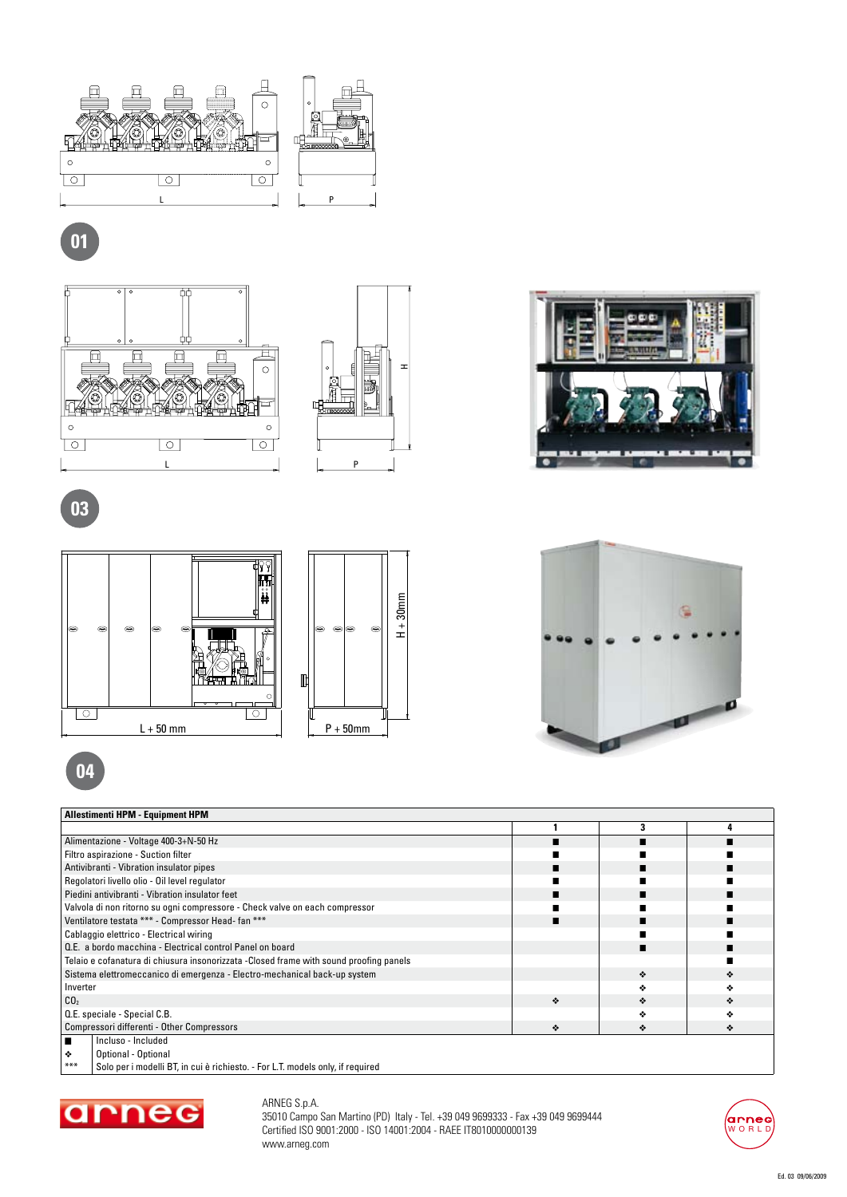L

P

01

L

P

H

03

L + 50 mm

P + 50mm

H + 30mm

04

| Allestimenti HPM - Equipment HPM | 1 | 3 | 4 |
|---|---|---|---|
| Alimentazione - Voltage 400-3+N-50 Hz | ■ | ■ | ■ |
| Filtro aspirazione - Suction filter | ■ | ■ | ■ |
| Antivibranti - Vibration insulator pipes | ■ | ■ | ■ |
| Regolatori livello olio - Oil level regulator | ■ | ■ | ■ |
| Piedini antivibranti - Vibration insulator feet | ■ | ■ | ■ |
| Valvola di non ritorno su ogni compressore - Check valve on each compressor | ■ | ■ | ■ |
| Ventilatore testata *** - Compressor Head- fan *** | ■ | ■ | ■ |
| Cablaggio elettrico - Electrical wiring | | ■ | ■ |
| Q.E. a bordo macchina - Electrical control Panel on board | | ■ | ■ |
| Telaio e cofanatura di chiusura insonorizzata -Closed frame with sound proofing panels | | | ■ |
| Sistema elettromeccanico di emergenza - Electro-mechanical back-up system | | ❖ | ❖ |
| Inverter | | ❖ | ❖ |
| $CO_2$ | ❖ | ❖ | ❖ |
| Q.E. speciale - Special C.B. | | ❖ | ❖ |
| Compressori differenti - Other Compressors | ❖ | ❖ | ❖ |

■ Incluso - Included
❖ Optional - Optional
*** Solo per i modelli BT, in cui è richiesto. - For L.T. models only, if required

arneg

ARNEG S.p.A.
35010 Campo San Martino (PD) Italy - Tel. +39 049 9699333 - Fax +39 049 9699444
Certified ISO 9001:2000 - ISO 14001:2004 - RAEE IT8010000000139
www.arneg.com

arneg WORLD

Ed. 03 09/06/2009